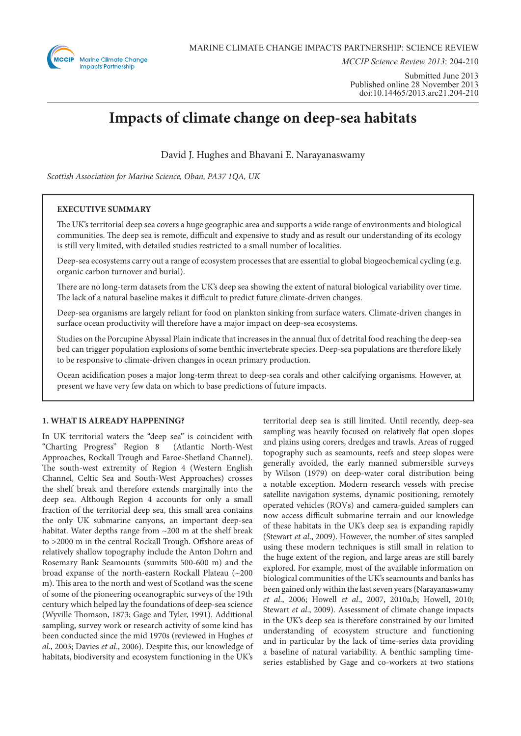MARINE CLIMATE CHANGE IMPACTS PARTNERSHIP: SCIENCE REVIEW

*MCCIP Science Review 2013*: 204-210

Submitted June 2013
Published online 28 November 2013
doi:10.14465/2013.arc21.204-210

# Impacts of climate change on deep-sea habitats

David J. Hughes and Bhavani E. Narayanaswamy

*Scottish Association for Marine Science, Oban, PA37 1QA, UK*

## EXECUTIVE SUMMARY

The UK's territorial deep sea covers a huge geographic area and supports a wide range of environments and biological communities. The deep sea is remote, difficult and expensive to study and as result our understanding of its ecology is still very limited, with detailed studies restricted to a small number of localities.

Deep-sea ecosystems carry out a range of ecosystem processes that are essential to global biogeochemical cycling (e.g. organic carbon turnover and burial).

There are no long-term datasets from the UK's deep sea showing the extent of natural biological variability over time. The lack of a natural baseline makes it difficult to predict future climate-driven changes.

Deep-sea organisms are largely reliant for food on plankton sinking from surface waters. Climate-driven changes in surface ocean productivity will therefore have a major impact on deep-sea ecosystems.

Studies on the Porcupine Abyssal Plain indicate that increases in the annual flux of detrital food reaching the deep-sea bed can trigger population explosions of some benthic invertebrate species. Deep-sea populations are therefore likely to be responsive to climate-driven changes in ocean primary production.

Ocean acidification poses a major long-term threat to deep-sea corals and other calcifying organisms. However, at present we have very few data on which to base predictions of future impacts.

## 1. WHAT IS ALREADY HAPPENING?

In UK territorial waters the "deep sea" is coincident with "Charting Progress" Region 8 (Atlantic North-West Approaches, Rockall Trough and Faroe-Shetland Channel). The south-west extremity of Region 4 (Western English Channel, Celtic Sea and South-West Approaches) crosses the shelf break and therefore extends marginally into the deep sea. Although Region 4 accounts for only a small fraction of the territorial deep sea, this small area contains the only UK submarine canyons, an important deep-sea habitat. Water depths range from ~200 m at the shelf break to >2000 m in the central Rockall Trough. Offshore areas of relatively shallow topography include the Anton Dohrn and Rosemary Bank Seamounts (summits 500-600 m) and the broad expanse of the north-eastern Rockall Plateau (~200 m). This area to the north and west of Scotland was the scene of some of the pioneering oceanographic surveys of the 19th century which helped lay the foundations of deep-sea science (Wyville Thomson, 1873; Gage and Tyler, 1991). Additional sampling, survey work or research activity of some kind has been conducted since the mid 1970s (reviewed in Hughes *et al*., 2003; Davies *et al*., 2006). Despite this, our knowledge of habitats, biodiversity and ecosystem functioning in the UK's territorial deep sea is still limited. Until recently, deep-sea sampling was heavily focused on relatively flat open slopes and plains using corers, dredges and trawls. Areas of rugged topography such as seamounts, reefs and steep slopes were generally avoided, the early manned submersible surveys by Wilson (1979) on deep-water coral distribution being a notable exception. Modern research vessels with precise satellite navigation systems, dynamic positioning, remotely operated vehicles (ROVs) and camera-guided samplers can now access difficult submarine terrain and our knowledge of these habitats in the UK's deep sea is expanding rapidly (Stewart *et al*., 2009). However, the number of sites sampled using these modern techniques is still small in relation to the huge extent of the region, and large areas are still barely explored. For example, most of the available information on biological communities of the UK's seamounts and banks has been gained only within the last seven years (Narayanaswamy *et al*., 2006; Howell *et al*., 2007, 2010a,b; Howell, 2010; Stewart *et al*., 2009). Assessment of climate change impacts in the UK's deep sea is therefore constrained by our limited understanding of ecosystem structure and functioning and in particular by the lack of time-series data providing a baseline of natural variability. A benthic sampling time-series established by Gage and co-workers at two stations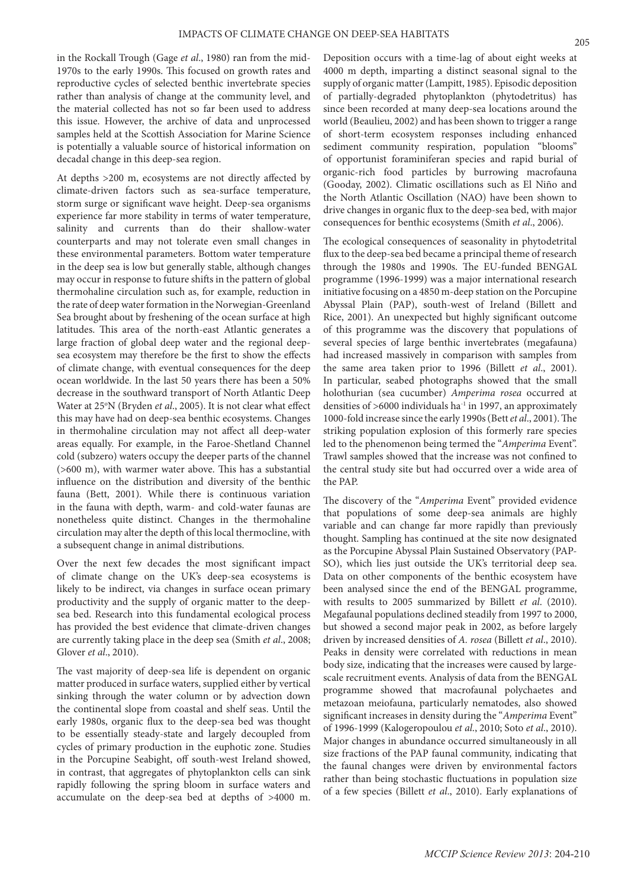in the Rockall Trough (Gage *et al*., 1980) ran from the mid-1970s to the early 1990s. This focused on growth rates and reproductive cycles of selected benthic invertebrate species rather than analysis of change at the community level, and the material collected has not so far been used to address this issue. However, the archive of data and unprocessed samples held at the Scottish Association for Marine Science is potentially a valuable source of historical information on decadal change in this deep-sea region.

At depths >200 m, ecosystems are not directly affected by climate-driven factors such as sea-surface temperature, storm surge or significant wave height. Deep-sea organisms experience far more stability in terms of water temperature, salinity and currents than do their shallow-water counterparts and may not tolerate even small changes in these environmental parameters. Bottom water temperature in the deep sea is low but generally stable, although changes may occur in response to future shifts in the pattern of global thermohaline circulation such as, for example, reduction in the rate of deep water formation in the Norwegian-Greenland Sea brought about by freshening of the ocean surface at high latitudes. This area of the north-east Atlantic generates a large fraction of global deep water and the regional deep-sea ecosystem may therefore be the first to show the effects of climate change, with eventual consequences for the deep ocean worldwide. In the last 50 years there has been a 50% decrease in the southward transport of North Atlantic Deep Water at 25°N (Bryden *et al*., 2005). It is not clear what effect this may have had on deep-sea benthic ecosystems. Changes in thermohaline circulation may not affect all deep-water areas equally. For example, in the Faroe-Shetland Channel cold (subzero) waters occupy the deeper parts of the channel (>600 m), with warmer water above. This has a substantial influence on the distribution and diversity of the benthic fauna (Bett, 2001). While there is continuous variation in the fauna with depth, warm- and cold-water faunas are nonetheless quite distinct. Changes in the thermohaline circulation may alter the depth of this local thermocline, with a subsequent change in animal distributions.

Over the next few decades the most significant impact of climate change on the UK's deep-sea ecosystems is likely to be indirect, via changes in surface ocean primary productivity and the supply of organic matter to the deep-sea bed. Research into this fundamental ecological process has provided the best evidence that climate-driven changes are currently taking place in the deep sea (Smith *et al*., 2008; Glover *et al*., 2010).

The vast majority of deep-sea life is dependent on organic matter produced in surface waters, supplied either by vertical sinking through the water column or by advection down the continental slope from coastal and shelf seas. Until the early 1980s, organic flux to the deep-sea bed was thought to be essentially steady-state and largely decoupled from cycles of primary production in the euphotic zone. Studies in the Porcupine Seabight, off south-west Ireland showed, in contrast, that aggregates of phytoplankton cells can sink rapidly following the spring bloom in surface waters and accumulate on the deep-sea bed at depths of >4000 m. Deposition occurs with a time-lag of about eight weeks at 4000 m depth, imparting a distinct seasonal signal to the supply of organic matter (Lampitt, 1985). Episodic deposition of partially-degraded phytoplankton (phytodetritus) has since been recorded at many deep-sea locations around the world (Beaulieu, 2002) and has been shown to trigger a range of short-term ecosystem responses including enhanced sediment community respiration, population "blooms" of opportunist foraminiferan species and rapid burial of organic-rich food particles by burrowing macrofauna (Gooday, 2002). Climatic oscillations such as El Niño and the North Atlantic Oscillation (NAO) have been shown to drive changes in organic flux to the deep-sea bed, with major consequences for benthic ecosystems (Smith *et al*., 2006).

The ecological consequences of seasonality in phytodetrital flux to the deep-sea bed became a principal theme of research through the 1980s and 1990s. The EU-funded BENGAL programme (1996-1999) was a major international research initiative focusing on a 4850 m-deep station on the Porcupine Abyssal Plain (PAP), south-west of Ireland (Billett and Rice, 2001). An unexpected but highly significant outcome of this programme was the discovery that populations of several species of large benthic invertebrates (megafauna) had increased massively in comparison with samples from the same area taken prior to 1996 (Billett *et al*., 2001). In particular, seabed photographs showed that the small holothurian (sea cucumber) *Amperima rosea* occurred at densities of >6000 individuals $ha^{-1}$ in 1997, an approximately 1000-fold increase since the early 1990s (Bett *et al*., 2001). The striking population explosion of this formerly rare species led to the phenomenon being termed the "*Amperima* Event". Trawl samples showed that the increase was not confined to the central study site but had occurred over a wide area of the PAP.

The discovery of the "*Amperima* Event" provided evidence that populations of some deep-sea animals are highly variable and can change far more rapidly than previously thought. Sampling has continued at the site now designated as the Porcupine Abyssal Plain Sustained Observatory (PAP-SO), which lies just outside the UK's territorial deep sea. Data on other components of the benthic ecosystem have been analysed since the end of the BENGAL programme, with results to 2005 summarized by Billett *et al*. (2010). Megafaunal populations declined steadily from 1997 to 2000, but showed a second major peak in 2002, as before largely driven by increased densities of *A. rosea* (Billett *et al*., 2010). Peaks in density were correlated with reductions in mean body size, indicating that the increases were caused by large-scale recruitment events. Analysis of data from the BENGAL programme showed that macrofaunal polychaetes and metazoan meiofauna, particularly nematodes, also showed significant increases in density during the "*Amperima* Event" of 1996-1999 (Kalogeropoulou *et al*., 2010; Soto *et al*., 2010). Major changes in abundance occurred simultaneously in all size fractions of the PAP faunal community, indicating that the faunal changes were driven by environmental factors rather than being stochastic fluctuations in population size of a few species (Billett *et al*., 2010). Early explanations of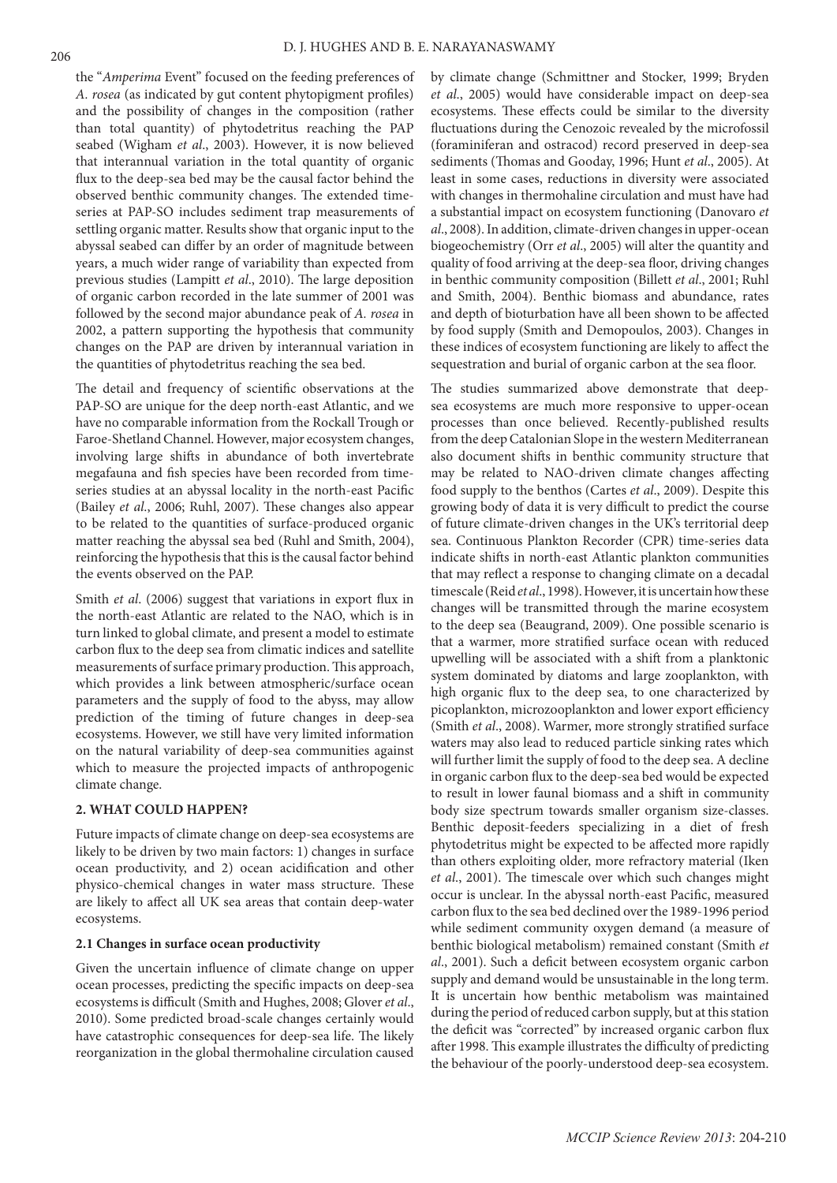the "*Amperima* Event" focused on the feeding preferences of *A. rosea* (as indicated by gut content phytopigment profiles) and the possibility of changes in the composition (rather than total quantity) of phytodetritus reaching the PAP seabed (Wigham *et al*., 2003). However, it is now believed that interannual variation in the total quantity of organic flux to the deep-sea bed may be the causal factor behind the observed benthic community changes. The extended time-series at PAP-SO includes sediment trap measurements of settling organic matter. Results show that organic input to the abyssal seabed can differ by an order of magnitude between years, a much wider range of variability than expected from previous studies (Lampitt *et al*., 2010). The large deposition of organic carbon recorded in the late summer of 2001 was followed by the second major abundance peak of *A. rosea* in 2002, a pattern supporting the hypothesis that community changes on the PAP are driven by interannual variation in the quantities of phytodetritus reaching the sea bed.

The detail and frequency of scientific observations at the PAP-SO are unique for the deep north-east Atlantic, and we have no comparable information from the Rockall Trough or Faroe-Shetland Channel. However, major ecosystem changes, involving large shifts in abundance of both invertebrate megafauna and fish species have been recorded from time-series studies at an abyssal locality in the north-east Pacific (Bailey *et al*., 2006; Ruhl, 2007). These changes also appear to be related to the quantities of surface-produced organic matter reaching the abyssal sea bed (Ruhl and Smith, 2004), reinforcing the hypothesis that this is the causal factor behind the events observed on the PAP.

Smith *et al*. (2006) suggest that variations in export flux in the north-east Atlantic are related to the NAO, which is in turn linked to global climate, and present a model to estimate carbon flux to the deep sea from climatic indices and satellite measurements of surface primary production. This approach, which provides a link between atmospheric/surface ocean parameters and the supply of food to the abyss, may allow prediction of the timing of future changes in deep-sea ecosystems. However, we still have very limited information on the natural variability of deep-sea communities against which to measure the projected impacts of anthropogenic climate change.

## 2. WHAT COULD HAPPEN?

Future impacts of climate change on deep-sea ecosystems are likely to be driven by two main factors: 1) changes in surface ocean productivity, and 2) ocean acidification and other physico-chemical changes in water mass structure. These are likely to affect all UK sea areas that contain deep-water ecosystems.

### 2.1 Changes in surface ocean productivity

Given the uncertain influence of climate change on upper ocean processes, predicting the specific impacts on deep-sea ecosystems is difficult (Smith and Hughes, 2008; Glover *et al*., 2010). Some predicted broad-scale changes certainly would have catastrophic consequences for deep-sea life. The likely reorganization in the global thermohaline circulation caused by climate change (Schmittner and Stocker, 1999; Bryden *et al*., 2005) would have considerable impact on deep-sea ecosystems. These effects could be similar to the diversity fluctuations during the Cenozoic revealed by the microfossil (foraminiferan and ostracod) record preserved in deep-sea sediments (Thomas and Gooday, 1996; Hunt *et al*., 2005). At least in some cases, reductions in diversity were associated with changes in thermohaline circulation and must have had a substantial impact on ecosystem functioning (Danovaro *et al*., 2008). In addition, climate-driven changes in upper-ocean biogeochemistry (Orr *et al*., 2005) will alter the quantity and quality of food arriving at the deep-sea floor, driving changes in benthic community composition (Billett *et al*., 2001; Ruhl and Smith, 2004). Benthic biomass and abundance, rates and depth of bioturbation have all been shown to be affected by food supply (Smith and Demopoulos, 2003). Changes in these indices of ecosystem functioning are likely to affect the sequestration and burial of organic carbon at the sea floor.

The studies summarized above demonstrate that deep-sea ecosystems are much more responsive to upper-ocean processes than once believed. Recently-published results from the deep Catalonian Slope in the western Mediterranean also document shifts in benthic community structure that may be related to NAO-driven climate changes affecting food supply to the benthos (Cartes *et al*., 2009). Despite this growing body of data it is very difficult to predict the course of future climate-driven changes in the UK's territorial deep sea. Continuous Plankton Recorder (CPR) time-series data indicate shifts in north-east Atlantic plankton communities that may reflect a response to changing climate on a decadal timescale (Reid *et al*., 1998). However, it is uncertain how these changes will be transmitted through the marine ecosystem to the deep sea (Beaugrand, 2009). One possible scenario is that a warmer, more stratified surface ocean with reduced upwelling will be associated with a shift from a planktonic system dominated by diatoms and large zooplankton, with high organic flux to the deep sea, to one characterized by picoplankton, microzooplankton and lower export efficiency (Smith *et al*., 2008). Warmer, more strongly stratified surface waters may also lead to reduced particle sinking rates which will further limit the supply of food to the deep sea. A decline in organic carbon flux to the deep-sea bed would be expected to result in lower faunal biomass and a shift in community body size spectrum towards smaller organism size-classes. Benthic deposit-feeders specializing in a diet of fresh phytodetritus might be expected to be affected more rapidly than others exploiting older, more refractory material (Iken *et al*., 2001). The timescale over which such changes might occur is unclear. In the abyssal north-east Pacific, measured carbon flux to the sea bed declined over the 1989-1996 period while sediment community oxygen demand (a measure of benthic biological metabolism) remained constant (Smith *et al*., 2001). Such a deficit between ecosystem organic carbon supply and demand would be unsustainable in the long term. It is uncertain how benthic metabolism was maintained during the period of reduced carbon supply, but at this station the deficit was "corrected" by increased organic carbon flux after 1998. This example illustrates the difficulty of predicting the behaviour of the poorly-understood deep-sea ecosystem.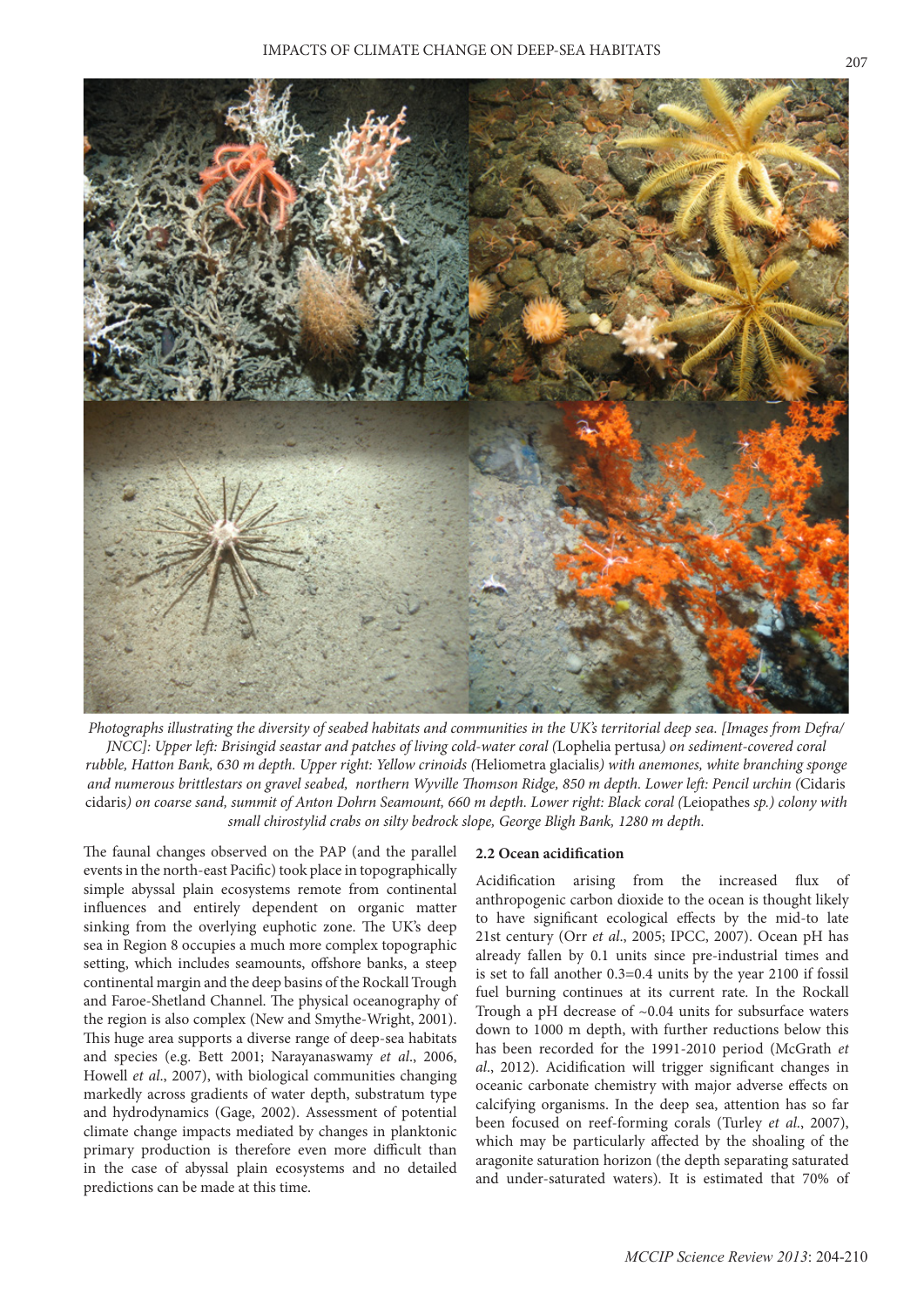*Photographs illustrating the diversity of seabed habitats and communities in the UK's territorial deep sea. [Images from Defra/JNCC]: Upper left: Brisingid seastar and patches of living cold-water coral (*Lophelia pertusa*) on sediment-covered coral rubble, Hatton Bank, 630 m depth. Upper right: Yellow crinoids (*Heliometra glacialis*) with anemones, white branching sponge and numerous brittlestars on gravel seabed, northern Wyville Thomson Ridge, 850 m depth. Lower left: Pencil urchin (*Cidaris cidaris*) on coarse sand, summit of Anton Dohrn Seamount, 660 m depth. Lower right: Black coral (*Leiopathes *sp.) colony with small chirostylid crabs on silty bedrock slope, George Bligh Bank, 1280 m depth.*

The faunal changes observed on the PAP (and the parallel events in the north-east Pacific) took place in topographically simple abyssal plain ecosystems remote from continental influences and entirely dependent on organic matter sinking from the overlying euphotic zone. The UK's deep sea in Region 8 occupies a much more complex topographic setting, which includes seamounts, offshore banks, a steep continental margin and the deep basins of the Rockall Trough and Faroe-Shetland Channel. The physical oceanography of the region is also complex (New and Smythe-Wright, 2001). This huge area supports a diverse range of deep-sea habitats and species (e.g. Bett 2001; Narayanaswamy *et al*., 2006, Howell *et al*., 2007), with biological communities changing markedly across gradients of water depth, substratum type and hydrodynamics (Gage, 2002). Assessment of potential climate change impacts mediated by changes in planktonic primary production is therefore even more difficult than in the case of abyssal plain ecosystems and no detailed predictions can be made at this time.

**2.2 Ocean acidification**

Acidification arising from the increased flux of anthropogenic carbon dioxide to the ocean is thought likely to have significant ecological effects by the mid-to late 21st century (Orr *et al*., 2005; IPCC, 2007). Ocean pH has already fallen by 0.1 units since pre-industrial times and is set to fall another 0.3=0.4 units by the year 2100 if fossil fuel burning continues at its current rate. In the Rockall Trough a pH decrease of ~0.04 units for subsurface waters down to 1000 m depth, with further reductions below this has been recorded for the 1991-2010 period (McGrath *et al*., 2012). Acidification will trigger significant changes in oceanic carbonate chemistry with major adverse effects on calcifying organisms. In the deep sea, attention has so far been focused on reef-forming corals (Turley *et al*., 2007), which may be particularly affected by the shoaling of the aragonite saturation horizon (the depth separating saturated and under-saturated waters). It is estimated that 70% of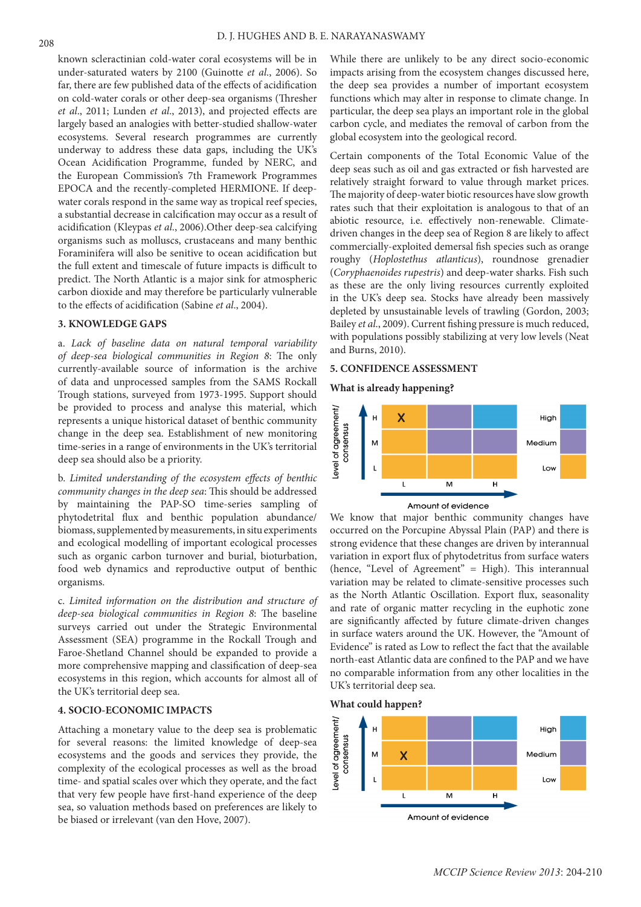known scleractinian cold-water coral ecosystems will be in under-saturated waters by 2100 (Guinotte *et al.*, 2006). So far, there are few published data of the effects of acidification on cold-water corals or other deep-sea organisms (Thresher *et al.*, 2011; Lunden *et al.*, 2013), and projected effects are largely based an analogies with better-studied shallow-water ecosystems. Several research programmes are currently underway to address these data gaps, including the UK's Ocean Acidification Programme, funded by NERC, and the European Commission's 7th Framework Programmes EPOCA and the recently-completed HERMIONE. If deep-water corals respond in the same way as tropical reef species, a substantial decrease in calcification may occur as a result of acidification (Kleypas *et al.*, 2006).Other deep-sea calcifying organisms such as molluscs, crustaceans and many benthic Foraminifera will also be senitive to ocean acidification but the full extent and timescale of future impacts is difficult to predict. The North Atlantic is a major sink for atmospheric carbon dioxide and may therefore be particularly vulnerable to the effects of acidification (Sabine *et al.*, 2004).

## 3. KNOWLEDGE GAPS

a. *Lack of baseline data on natural temporal variability of deep-sea biological communities in Region 8*: The only currently-available source of information is the archive of data and unprocessed samples from the SAMS Rockall Trough stations, surveyed from 1973-1995. Support should be provided to process and analyse this material, which represents a unique historical dataset of benthic community change in the deep sea. Establishment of new monitoring time-series in a range of environments in the UK's territorial deep sea should also be a priority.

b. *Limited understanding of the ecosystem effects of benthic community changes in the deep sea*: This should be addressed by maintaining the PAP-SO time-series sampling of phytodetrital flux and benthic population abundance/biomass, supplemented by measurements, in situ experiments and ecological modelling of important ecological processes such as organic carbon turnover and burial, bioturbation, food web dynamics and reproductive output of benthic organisms.

c. *Limited information on the distribution and structure of deep-sea biological communities in Region 8*: The baseline surveys carried out under the Strategic Environmental Assessment (SEA) programme in the Rockall Trough and Faroe-Shetland Channel should be expanded to provide a more comprehensive mapping and classification of deep-sea ecosystems in this region, which accounts for almost all of the UK's territorial deep sea.

## 4. SOCIO-ECONOMIC IMPACTS

Attaching a monetary value to the deep sea is problematic for several reasons: the limited knowledge of deep-sea ecosystems and the goods and services they provide, the complexity of the ecological processes as well as the broad time- and spatial scales over which they operate, and the fact that very few people have first-hand experience of the deep sea, so valuation methods based on preferences are likely to be biased or irrelevant (van den Hove, 2007).

While there are unlikely to be any direct socio-economic impacts arising from the ecosystem changes discussed here, the deep sea provides a number of important ecosystem functions which may alter in response to climate change. In particular, the deep sea plays an important role in the global carbon cycle, and mediates the removal of carbon from the global ecosystem into the geological record.

Certain components of the Total Economic Value of the deep seas such as oil and gas extracted or fish harvested are relatively straight forward to value through market prices. The majority of deep-water biotic resources have slow growth rates such that their exploitation is analogous to that of an abiotic resource, i.e. effectively non-renewable. Climate-driven changes in the deep sea of Region 8 are likely to affect commercially-exploited demersal fish species such as orange roughy (*Hoplostethus atlanticus*), roundnose grenadier (*Coryphaenoides rupestris*) and deep-water sharks. Fish such as these are the only living resources currently exploited in the UK's deep sea. Stocks have already been massively depleted by unsustainable levels of trawling (Gordon, 2003; Bailey *et al.*, 2009). Current fishing pressure is much reduced, with populations possibly stabilizing at very low levels (Neat and Burns, 2010).

## 5. CONFIDENCE ASSESSMENT

### What is already happening?

Level of agreement/consensus
H
M
L
L M H
Amount of evidence
X
High
Medium
Low

We know that major benthic community changes have occurred on the Porcupine Abyssal Plain (PAP) and there is strong evidence that these changes are driven by interannual variation in export flux of phytodetritus from surface waters (hence, "Level of Agreement" = High). This interannual variation may be related to climate-sensitive processes such as the North Atlantic Oscillation. Export flux, seasonality and rate of organic matter recycling in the euphotic zone are significantly affected by future climate-driven changes in surface waters around the UK. However, the "Amount of Evidence" is rated as Low to reflect the fact that the available north-east Atlantic data are confined to the PAP and we have no comparable information from any other localities in the UK's territorial deep sea.

### What could happen?

Level of agreement/consensus
H
M
L
L M H
Amount of evidence
X
High
Medium
Low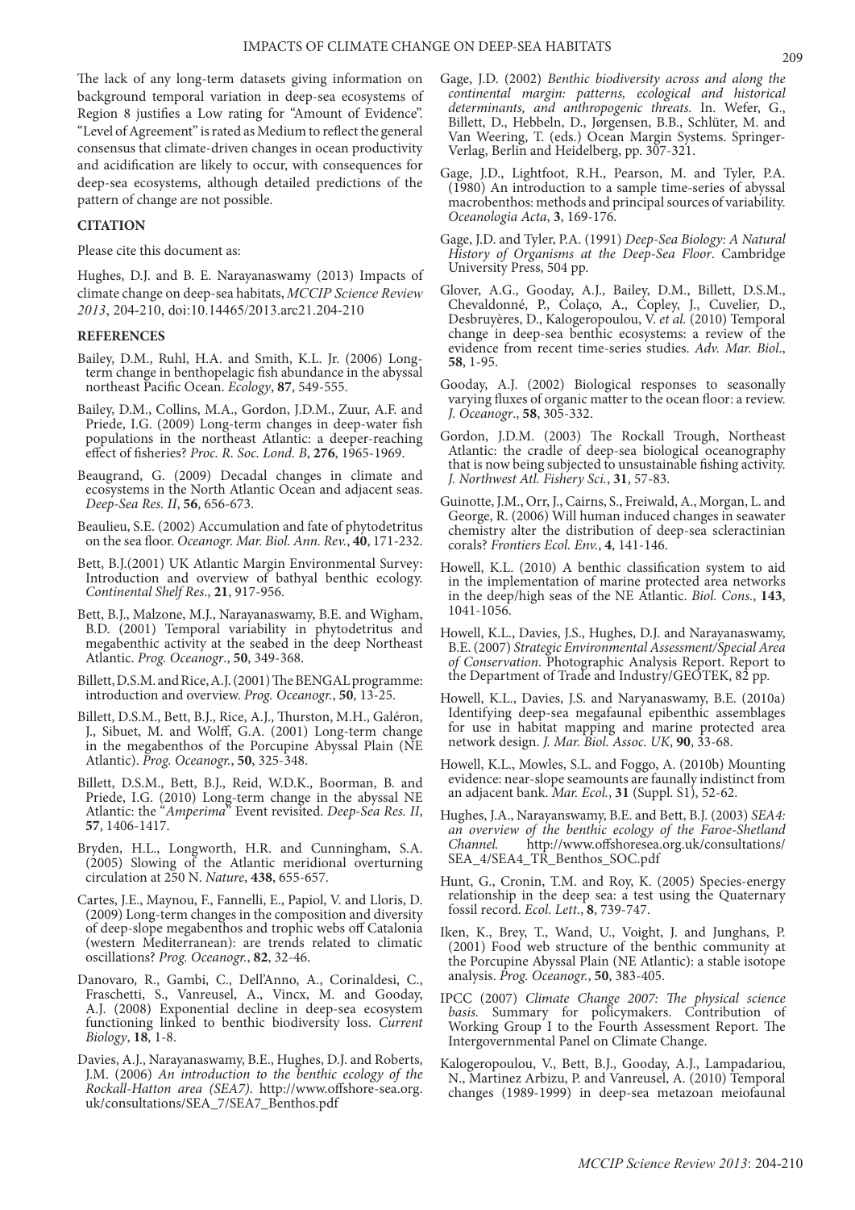The lack of any long-term datasets giving information on background temporal variation in deep-sea ecosystems of Region 8 justifies a Low rating for "Amount of Evidence". "Level of Agreement" is rated as Medium to reflect the general consensus that climate-driven changes in ocean productivity and acidification are likely to occur, with consequences for deep-sea ecosystems, although detailed predictions of the pattern of change are not possible.

## CITATION

Please cite this document as:

Hughes, D.J. and B. E. Narayanaswamy (2013) Impacts of climate change on deep-sea habitats, *MCCIP Science Review 2013*, 204-210, doi:10.14465/2013.arc21.204-210

## REFERENCES

Bailey, D.M., Ruhl, H.A. and Smith, K.L. Jr. (2006) Long-term change in benthopelagic fish abundance in the abyssal northeast Pacific Ocean. *Ecology*, **87**, 549-555.

Bailey, D.M., Collins, M.A., Gordon, J.D.M., Zuur, A.F. and Priede, I.G. (2009) Long-term changes in deep-water fish populations in the northeast Atlantic: a deeper-reaching effect of fisheries? *Proc. R. Soc. Lond. B*, **276**, 1965-1969.

Beaugrand, G. (2009) Decadal changes in climate and ecosystems in the North Atlantic Ocean and adjacent seas. *Deep-Sea Res. II*, **56**, 656-673.

Beaulieu, S.E. (2002) Accumulation and fate of phytodetritus on the sea floor. *Oceanogr. Mar. Biol. Ann. Rev.*, **40**, 171-232.

Bett, B.J.(2001) UK Atlantic Margin Environmental Survey: Introduction and overview of bathyal benthic ecology. *Continental Shelf Res*., **21**, 917-956.

Bett, B.J., Malzone, M.J., Narayanaswamy, B.E. and Wigham, B.D. (2001) Temporal variability in phytodetritus and megabenthic activity at the seabed in the deep Northeast Atlantic. *Prog. Oceanogr*., **50**, 349-368.

Billett, D.S.M. and Rice, A.J. (2001) The BENGAL programme: introduction and overview. *Prog. Oceanogr.*, **50**, 13-25.

Billett, D.S.M., Bett, B.J., Rice, A.J., Thurston, M.H., Galéron, J., Sibuet, M. and Wolff, G.A. (2001) Long-term change in the megabenthos of the Porcupine Abyssal Plain (NE Atlantic). *Prog. Oceanogr.*, **50**, 325-348.

Billett, D.S.M., Bett, B.J., Reid, W.D.K., Boorman, B. and Priede, I.G. (2010) Long-term change in the abyssal NE Atlantic: the "*Amperima*" Event revisited. *Deep-Sea Res. II*, **57**, 1406-1417.

Bryden, H.L., Longworth, H.R. and Cunningham, S.A. (2005) Slowing of the Atlantic meridional overturning circulation at 250 N. *Nature*, **438**, 655-657.

Cartes, J.E., Maynou, F., Fannelli, E., Papiol, V. and Lloris, D. (2009) Long-term changes in the composition and diversity of deep-slope megabenthos and trophic webs off Catalonia (western Mediterranean): are trends related to climatic oscillations? *Prog. Oceanogr.*, **82**, 32-46.

Danovaro, R., Gambi, C., Dell'Anno, A., Corinaldesi, C., Fraschetti, S., Vanreusel, A., Vincx, M. and Gooday, A.J. (2008) Exponential decline in deep-sea ecosystem functioning linked to benthic biodiversity loss. *Current Biology*, **18**, 1-8.

Davies, A.J., Narayanaswamy, B.E., Hughes, D.J. and Roberts, J.M. (2006) *An introduction to the benthic ecology of the Rockall-Hatton area (SEA7)*. http://www.offshore-sea.org.uk/consultations/SEA_7/SEA7_Benthos.pdf

Gage, J.D. (2002) *Benthic biodiversity across and along the continental margin: patterns, ecological and historical determinants, and anthropogenic threats.* In. Wefer, G., Billett, D., Hebbeln, D., Jørgensen, B.B., Schlüter, M. and Van Weering, T. (eds.) Ocean Margin Systems. Springer-Verlag, Berlin and Heidelberg, pp. 307-321.

Gage, J.D., Lightfoot, R.H., Pearson, M. and Tyler, P.A. (1980) An introduction to a sample time-series of abyssal macrobenthos: methods and principal sources of variability. *Oceanologia Acta*, **3**, 169-176.

Gage, J.D. and Tyler, P.A. (1991) *Deep-Sea Biology: A Natural History of Organisms at the Deep-Sea Floor*. Cambridge University Press, 504 pp.

Glover, A.G., Gooday, A.J., Bailey, D.M., Billett, D.S.M., Chevaldonné, P., Colaço, A., Copley, J., Cuvelier, D., Desbruyères, D., Kalogeropoulou, V. *et al.* (2010) Temporal change in deep-sea benthic ecosystems: a review of the evidence from recent time-series studies. *Adv. Mar. Biol*., **58**, 1-95.

Gooday, A.J. (2002) Biological responses to seasonally varying fluxes of organic matter to the ocean floor: a review. *J. Oceanogr*., **58**, 305-332.

Gordon, J.D.M. (2003) The Rockall Trough, Northeast Atlantic: the cradle of deep-sea biological oceanography that is now being subjected to unsustainable fishing activity. *J. Northwest Atl. Fishery Sci.*, **31**, 57-83.

Guinotte, J.M., Orr, J., Cairns, S., Freiwald, A., Morgan, L. and George, R. (2006) Will human induced changes in seawater chemistry alter the distribution of deep-sea scleractinian corals? *Frontiers Ecol. Env.*, **4**, 141-146.

Howell, K.L. (2010) A benthic classification system to aid in the implementation of marine protected area networks in the deep/high seas of the NE Atlantic. *Biol. Cons*., **143**, 1041-1056.

Howell, K.L., Davies, J.S., Hughes, D.J. and Narayanaswamy, B.E. (2007) *Strategic Environmental Assessment/Special Area of Conservation*. Photographic Analysis Report. Report to the Department of Trade and Industry/GEOTEK, 82 pp.

Howell, K.L., Davies, J.S. and Naryanaswamy, B.E. (2010a) Identifying deep-sea megafaunal epibenthic assemblages for use in habitat mapping and marine protected area network design. *J. Mar. Biol. Assoc. UK*, **90**, 33-68.

Howell, K.L., Mowles, S.L. and Foggo, A. (2010b) Mounting evidence: near-slope seamounts are faunally indistinct from an adjacent bank. *Mar. Ecol.*, **31** (Suppl. S1), 52-62.

Hughes, J.A., Narayanswamy, B.E. and Bett, B.J. (2003) *SEA4: an overview of the benthic ecology of the Faroe-Shetland Channel.* http://www.offshoresea.org.uk/consultations/SEA_4/SEA4_TR_Benthos_SOC.pdf

Hunt, G., Cronin, T.M. and Roy, K. (2005) Species-energy relationship in the deep sea: a test using the Quaternary fossil record. *Ecol. Lett.*, **8**, 739-747.

Iken, K., Brey, T., Wand, U., Voight, J. and Junghans, P. (2001) Food web structure of the benthic community at the Porcupine Abyssal Plain (NE Atlantic): a stable isotope analysis. *Prog. Oceanogr.*, **50**, 383-405.

IPCC (2007) *Climate Change 2007: The physical science basis.* Summary for policymakers. Contribution of Working Group I to the Fourth Assessment Report. The Intergovernmental Panel on Climate Change.

Kalogeropoulou, V., Bett, B.J., Gooday, A.J., Lampadariou, N., Martinez Arbizu, P. and Vanreusel, A. (2010) Temporal changes (1989-1999) in deep-sea metazoan meiofaunal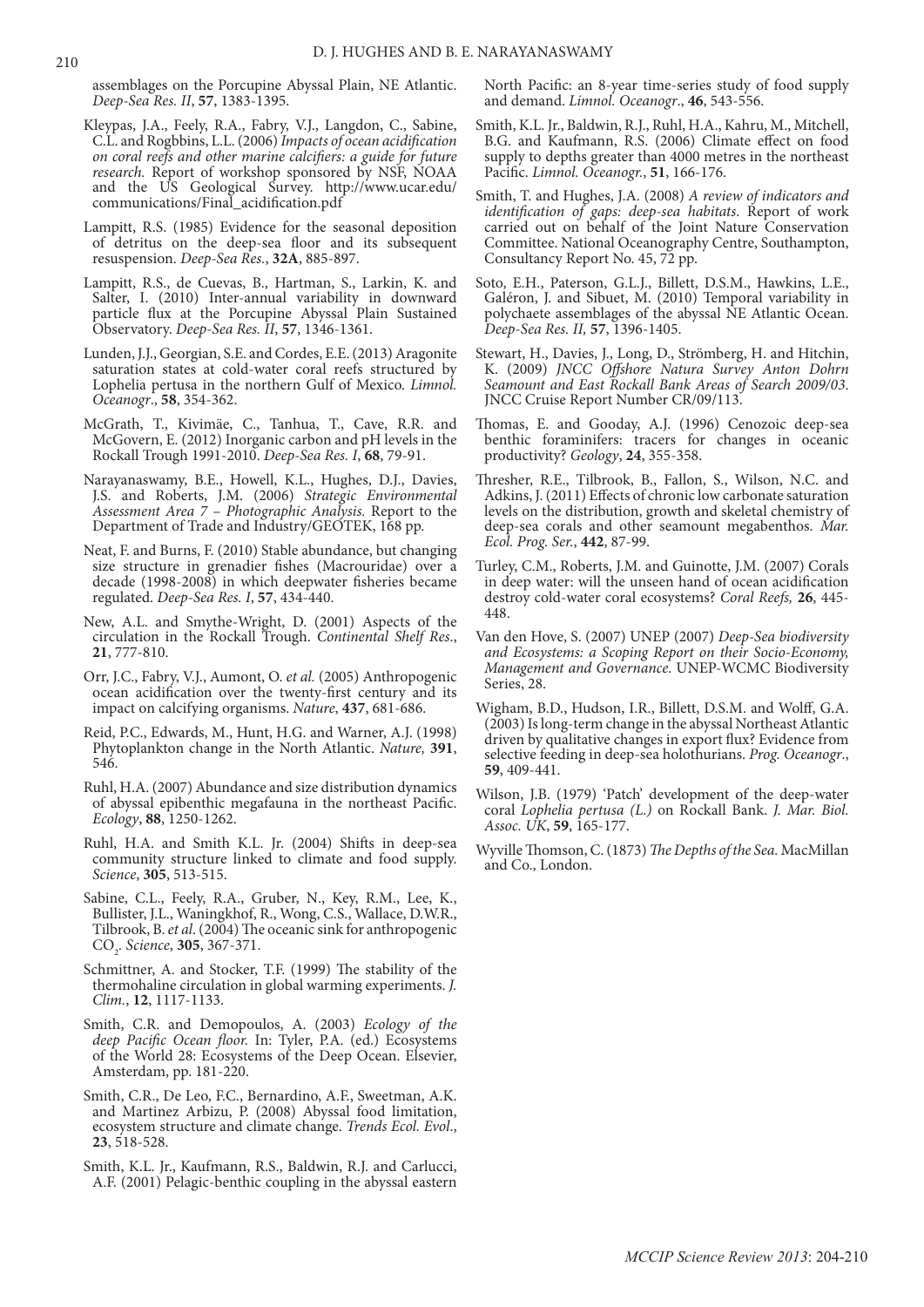assemblages on the Porcupine Abyssal Plain, NE Atlantic. *Deep-Sea Res. II*, **57**, 1383-1395.

Kleypas, J.A., Feely, R.A., Fabry, V.J., Langdon, C., Sabine, C.L. and Rogbbins, L.L. (2006) *Impacts of ocean acidification on coral reefs and other marine calcifiers: a guide for future research.* Report of workshop sponsored by NSF, NOAA and the US Geological Survey. http://www.ucar.edu/communications/Final_acidification.pdf

Lampitt, R.S. (1985) Evidence for the seasonal deposition of detritus on the deep-sea floor and its subsequent resuspension. *Deep-Sea Res.*, **32A**, 885-897.

Lampitt, R.S., de Cuevas, B., Hartman, S., Larkin, K. and Salter, I. (2010) Inter-annual variability in downward particle flux at the Porcupine Abyssal Plain Sustained Observatory. *Deep-Sea Res. II*, **57**, 1346-1361.

Lunden, J.J., Georgian, S.E. and Cordes, E.E. (2013) Aragonite saturation states at cold-water coral reefs structured by Lophelia pertusa in the northern Gulf of Mexico. *Limnol. Oceanogr*., **58**, 354-362.

McGrath, T., Kivimäe, C., Tanhua, T., Cave, R.R. and McGovern, E. (2012) Inorganic carbon and pH levels in the Rockall Trough 1991-2010. *Deep-Sea Res. I*, **68**, 79-91.

Narayanaswamy, B.E., Howell, K.L., Hughes, D.J., Davies, J.S. and Roberts, J.M. (2006) *Strategic Environmental Assessment Area 7 – Photographic Analysis.* Report to the Department of Trade and Industry/GEOTEK, 168 pp.

Neat, F. and Burns, F. (2010) Stable abundance, but changing size structure in grenadier fishes (Macrouridae) over a decade (1998-2008) in which deepwater fisheries became regulated. *Deep-Sea Res. I*, **57**, 434-440.

New, A.L. and Smythe-Wright, D. (2001) Aspects of the circulation in the Rockall Trough. *Continental Shelf Res*., **21**, 777-810.

Orr, J.C., Fabry, V.J., Aumont, O. *et al.* (2005) Anthropogenic ocean acidification over the twenty-first century and its impact on calcifying organisms. *Nature*, **437**, 681-686.

Reid, P.C., Edwards, M., Hunt, H.G. and Warner, A.J. (1998) Phytoplankton change in the North Atlantic. *Nature,* **391**, 546.

Ruhl, H.A. (2007) Abundance and size distribution dynamics of abyssal epibenthic megafauna in the northeast Pacific. *Ecology*, **88**, 1250-1262.

Ruhl, H.A. and Smith K.L. Jr. (2004) Shifts in deep-sea community structure linked to climate and food supply. *Science*, **305**, 513-515.

Sabine, C.L., Feely, R.A., Gruber, N., Key, R.M., Lee, K., Bullister, J.L., Waningkhof, R., Wong, C.S., Wallace, D.W.R., Tilbrook, B. *et al*. (2004) The oceanic sink for anthropogenic $CO_2$. *Science*, **305**, 367-371.

Schmittner, A. and Stocker, T.F. (1999) The stability of the thermohaline circulation in global warming experiments. *J. Clim.*, **12**, 1117-1133.

Smith, C.R. and Demopoulos, A. (2003) *Ecology of the deep Pacific Ocean floor.* In: Tyler, P.A. (ed.) Ecosystems of the World 28: Ecosystems of the Deep Ocean. Elsevier, Amsterdam, pp. 181-220.

Smith, C.R., De Leo, F.C., Bernardino, A.F., Sweetman, A.K. and Martinez Arbizu, P. (2008) Abyssal food limitation, ecosystem structure and climate change. *Trends Ecol. Evol*., **23**, 518-528.

Smith, K.L. Jr., Kaufmann, R.S., Baldwin, R.J. and Carlucci, A.F. (2001) Pelagic-benthic coupling in the abyssal eastern North Pacific: an 8-year time-series study of food supply and demand. *Limnol. Oceanogr*., **46**, 543-556.

Smith, K.L. Jr., Baldwin, R.J., Ruhl, H.A., Kahru, M., Mitchell, B.G. and Kaufmann, R.S. (2006) Climate effect on food supply to depths greater than 4000 metres in the northeast Pacific. *Limnol. Oceanogr.*, **51**, 166-176.

Smith, T. and Hughes, J.A. (2008) *A review of indicators and identification of gaps: deep-sea habitats*. Report of work carried out on behalf of the Joint Nature Conservation Committee. National Oceanography Centre, Southampton, Consultancy Report No. 45, 72 pp.

Soto, E.H., Paterson, G.L.J., Billett, D.S.M., Hawkins, L.E., Galéron, J. and Sibuet, M. (2010) Temporal variability in polychaete assemblages of the abyssal NE Atlantic Ocean. *Deep-Sea Res. II,* **57**, 1396-1405.

Stewart, H., Davies, J., Long, D., Strömberg, H. and Hitchin, K. (2009) *JNCC Offshore Natura Survey Anton Dohrn Seamount and East Rockall Bank Areas of Search 2009/03.* JNCC Cruise Report Number CR/09/113.

Thomas, E. and Gooday, A.J. (1996) Cenozoic deep-sea benthic foraminifers: tracers for changes in oceanic productivity? *Geology*, **24**, 355-358.

Thresher, R.E., Tilbrook, B., Fallon, S., Wilson, N.C. and Adkins, J. (2011) Effects of chronic low carbonate saturation levels on the distribution, growth and skeletal chemistry of deep-sea corals and other seamount megabenthos. *Mar. Ecol. Prog. Ser.*, **442**, 87-99.

Turley, C.M., Roberts, J.M. and Guinotte, J.M. (2007) Corals in deep water: will the unseen hand of ocean acidification destroy cold-water coral ecosystems? *Coral Reefs,* **26**, 445-448.

Van den Hove, S. (2007) UNEP (2007) *Deep-Sea biodiversity and Ecosystems: a Scoping Report on their Socio-Economy, Management and Governance*. UNEP-WCMC Biodiversity Series, 28.

Wigham, B.D., Hudson, I.R., Billett, D.S.M. and Wolff, G.A. (2003) Is long-term change in the abyssal Northeast Atlantic driven by qualitative changes in export flux? Evidence from selective feeding in deep-sea holothurians. *Prog. Oceanogr*., **59**, 409-441.

Wilson, J.B. (1979) 'Patch' development of the deep-water coral *Lophelia pertusa (L.)* on Rockall Bank. *J. Mar. Biol. Assoc. UK*, **59**, 165-177.

Wyville Thomson, C. (1873) *The Depths of the Sea.* MacMillan and Co., London.